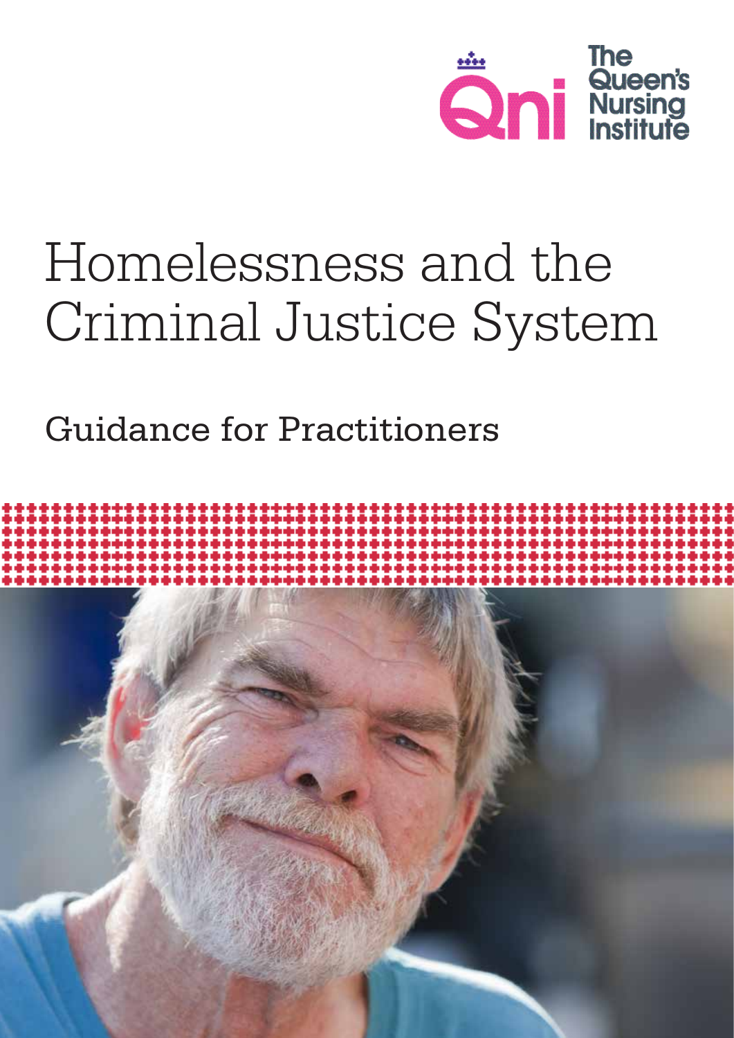The Queen's Nursing Institute

# Homelessness and the Criminal Justice System

## Guidance for Practitioners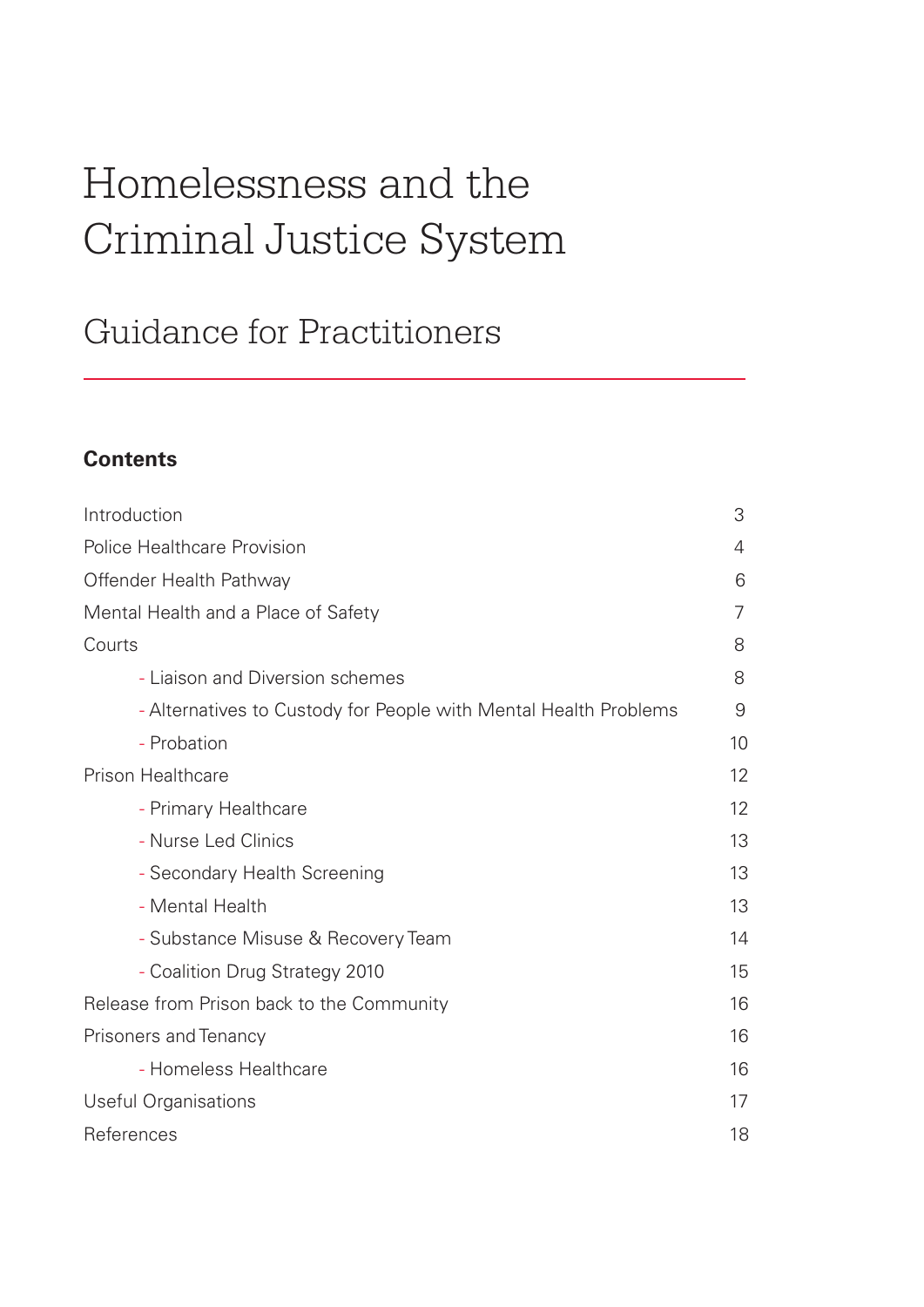# Homelessness and the Criminal Justice System

## Guidance for Practitioners

### Contents

| | |
|---|---|
| Introduction | 3 |
| Police Healthcare Provision | 4 |
| Offender Health Pathway | 6 |
| Mental Health and a Place of Safety | 7 |
| Courts | 8 |
| - Liaison and Diversion schemes | 8 |
| - Alternatives to Custody for People with Mental Health Problems | 9 |
| - Probation | 10 |
| Prison Healthcare | 12 |
| - Primary Healthcare | 12 |
| - Nurse Led Clinics | 13 |
| - Secondary Health Screening | 13 |
| - Mental Health | 13 |
| - Substance Misuse & Recovery Team | 14 |
| - Coalition Drug Strategy 2010 | 15 |
| Release from Prison back to the Community | 16 |
| Prisoners and Tenancy | 16 |
| - Homeless Healthcare | 16 |
| Useful Organisations | 17 |
| References | 18 |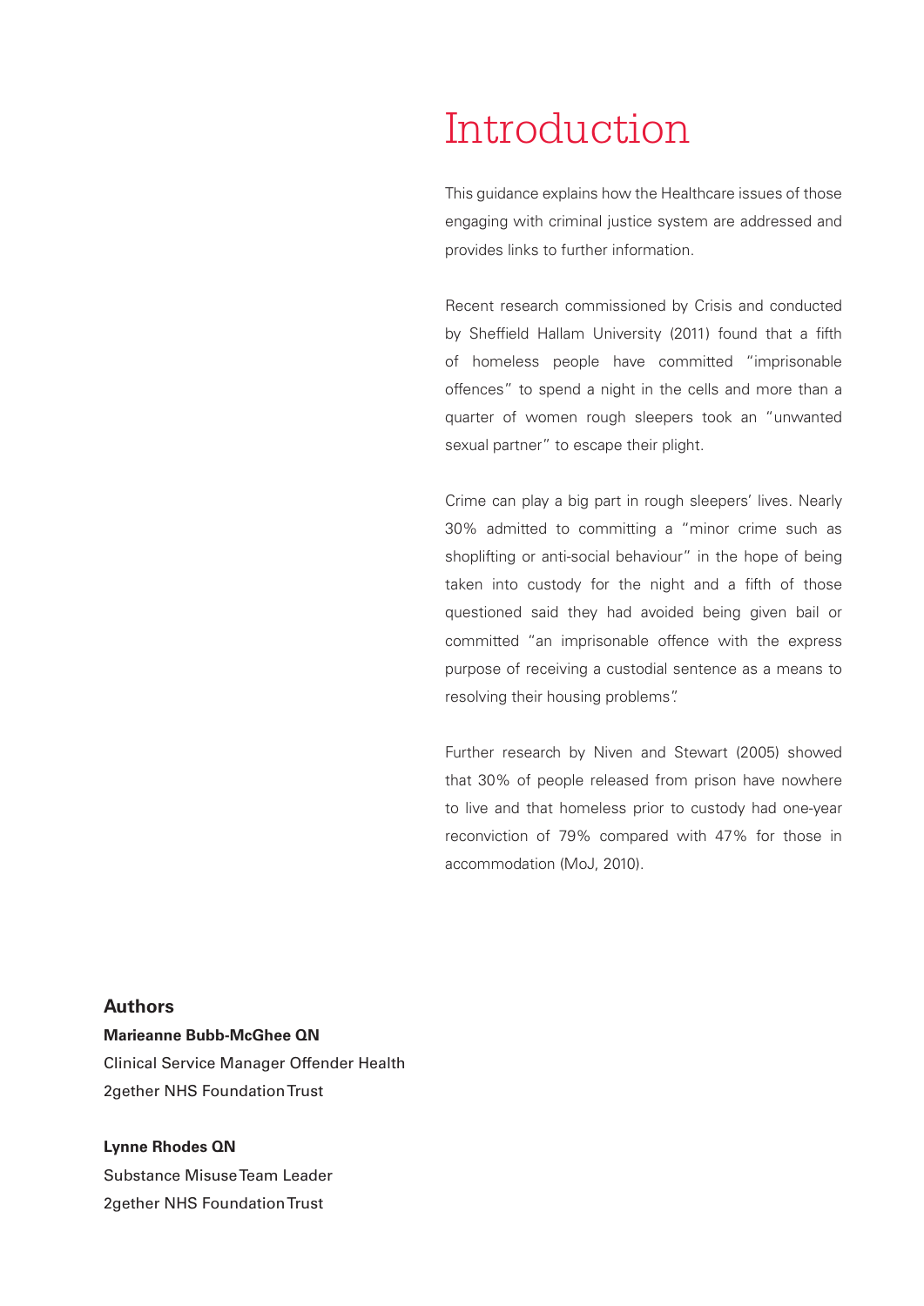# Introduction

This guidance explains how the Healthcare issues of those engaging with criminal justice system are addressed and provides links to further information.

Recent research commissioned by Crisis and conducted by Sheffield Hallam University (2011) found that a fifth of homeless people have committed "imprisonable offences" to spend a night in the cells and more than a quarter of women rough sleepers took an "unwanted sexual partner" to escape their plight.

Crime can play a big part in rough sleepers' lives. Nearly 30% admitted to committing a "minor crime such as shoplifting or anti-social behaviour" in the hope of being taken into custody for the night and a fifth of those questioned said they had avoided being given bail or committed "an imprisonable offence with the express purpose of receiving a custodial sentence as a means to resolving their housing problems".

Further research by Niven and Stewart (2005) showed that 30% of people released from prison have nowhere to live and that homeless prior to custody had one-year reconviction of 79% compared with 47% for those in accommodation (MoJ, 2010).

### Authors

**Marieanne Bubb-McGhee QN**
Clinical Service Manager Offender Health
2gether NHS Foundation Trust

**Lynne Rhodes QN**
Substance Misuse Team Leader
2gether NHS Foundation Trust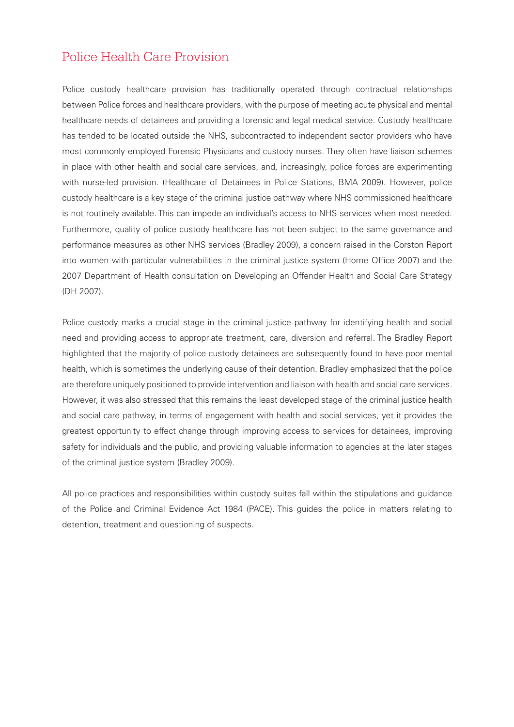## Police Health Care Provision

Police custody healthcare provision has traditionally operated through contractual relationships between Police forces and healthcare providers, with the purpose of meeting acute physical and mental healthcare needs of detainees and providing a forensic and legal medical service. Custody healthcare has tended to be located outside the NHS, subcontracted to independent sector providers who have most commonly employed Forensic Physicians and custody nurses. They often have liaison schemes in place with other health and social care services, and, increasingly, police forces are experimenting with nurse-led provision. (Healthcare of Detainees in Police Stations, BMA 2009). However, police custody healthcare is a key stage of the criminal justice pathway where NHS commissioned healthcare is not routinely available. This can impede an individual's access to NHS services when most needed. Furthermore, quality of police custody healthcare has not been subject to the same governance and performance measures as other NHS services (Bradley 2009), a concern raised in the Corston Report into women with particular vulnerabilities in the criminal justice system (Home Office 2007) and the 2007 Department of Health consultation on Developing an Offender Health and Social Care Strategy (DH 2007).

Police custody marks a crucial stage in the criminal justice pathway for identifying health and social need and providing access to appropriate treatment, care, diversion and referral. The Bradley Report highlighted that the majority of police custody detainees are subsequently found to have poor mental health, which is sometimes the underlying cause of their detention. Bradley emphasized that the police are therefore uniquely positioned to provide intervention and liaison with health and social care services. However, it was also stressed that this remains the least developed stage of the criminal justice health and social care pathway, in terms of engagement with health and social services, yet it provides the greatest opportunity to effect change through improving access to services for detainees, improving safety for individuals and the public, and providing valuable information to agencies at the later stages of the criminal justice system (Bradley 2009).

All police practices and responsibilities within custody suites fall within the stipulations and guidance of the Police and Criminal Evidence Act 1984 (PACE). This guides the police in matters relating to detention, treatment and questioning of suspects.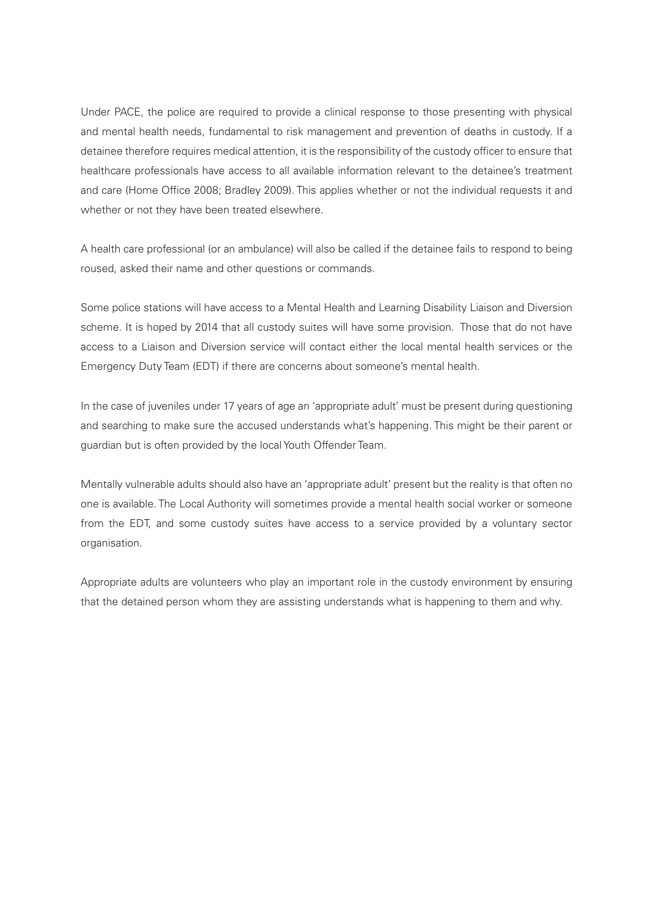Under PACE, the police are required to provide a clinical response to those presenting with physical and mental health needs, fundamental to risk management and prevention of deaths in custody. If a detainee therefore requires medical attention, it is the responsibility of the custody officer to ensure that healthcare professionals have access to all available information relevant to the detainee's treatment and care (Home Office 2008; Bradley 2009). This applies whether or not the individual requests it and whether or not they have been treated elsewhere.

A health care professional (or an ambulance) will also be called if the detainee fails to respond to being roused, asked their name and other questions or commands.

Some police stations will have access to a Mental Health and Learning Disability Liaison and Diversion scheme. It is hoped by 2014 that all custody suites will have some provision. Those that do not have access to a Liaison and Diversion service will contact either the local mental health services or the Emergency Duty Team (EDT) if there are concerns about someone's mental health.

In the case of juveniles under 17 years of age an 'appropriate adult' must be present during questioning and searching to make sure the accused understands what's happening. This might be their parent or guardian but is often provided by the local Youth Offender Team.

Mentally vulnerable adults should also have an 'appropriate adult' present but the reality is that often no one is available. The Local Authority will sometimes provide a mental health social worker or someone from the EDT, and some custody suites have access to a service provided by a voluntary sector organisation.

Appropriate adults are volunteers who play an important role in the custody environment by ensuring that the detained person whom they are assisting understands what is happening to them and why.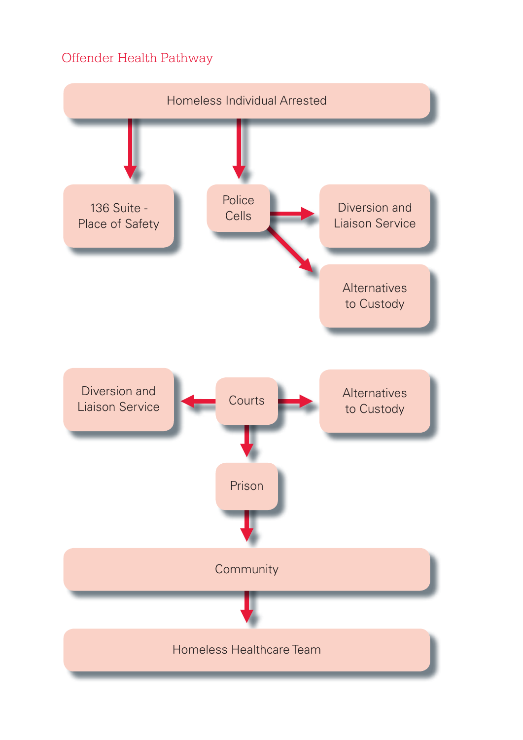## Offender Health Pathway

Homeless Individual Arrested

136 Suite - Place of Safety

Police Cells

Diversion and Liaison Service

Alternatives to Custody

Diversion and Liaison Service

Courts

Alternatives to Custody

Prison

Community

Homeless Healthcare Team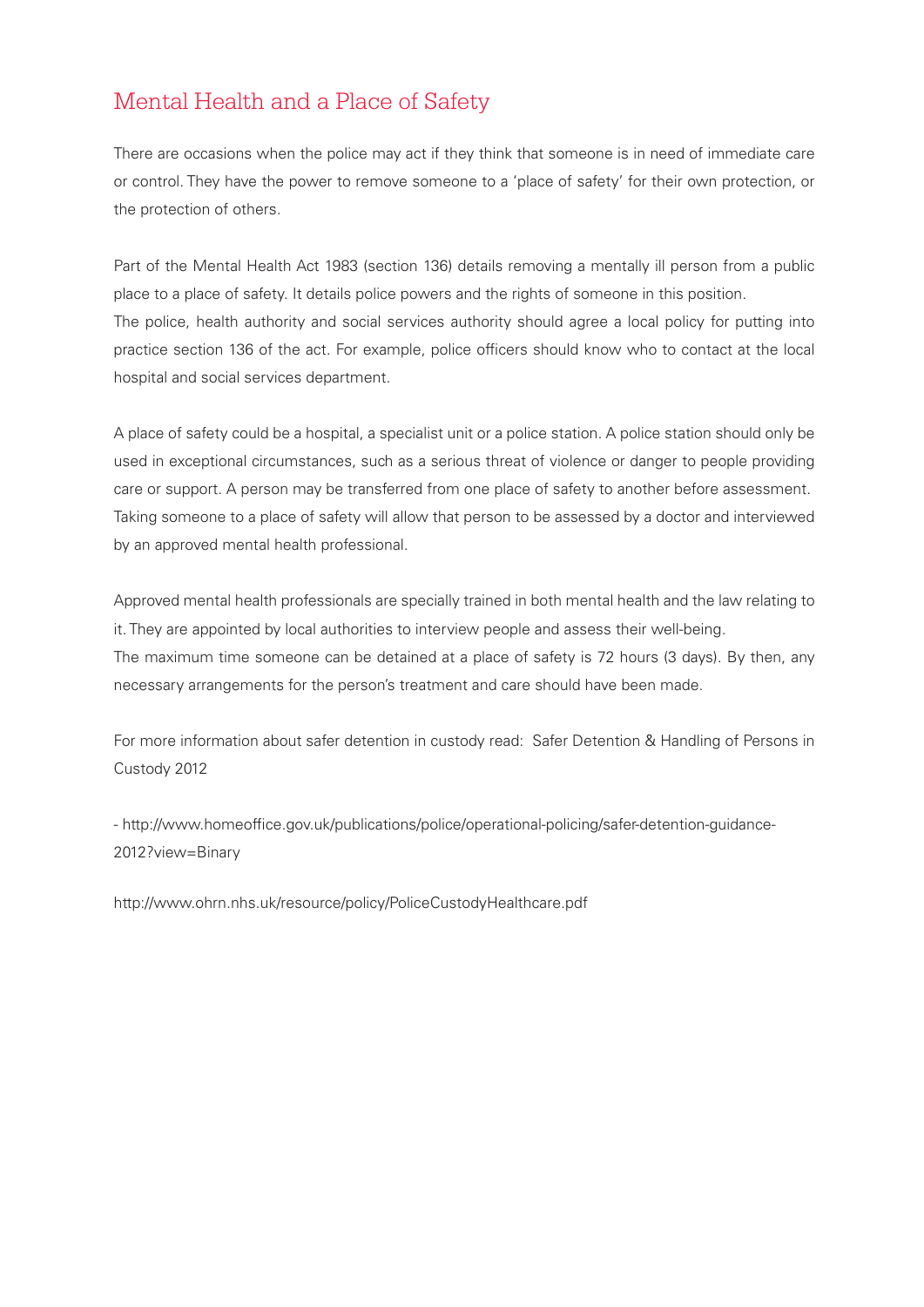# Mental Health and a Place of Safety

There are occasions when the police may act if they think that someone is in need of immediate care or control. They have the power to remove someone to a 'place of safety' for their own protection, or the protection of others.

Part of the Mental Health Act 1983 (section 136) details removing a mentally ill person from a public place to a place of safety. It details police powers and the rights of someone in this position.
The police, health authority and social services authority should agree a local policy for putting into practice section 136 of the act. For example, police officers should know who to contact at the local hospital and social services department.

A place of safety could be a hospital, a specialist unit or a police station. A police station should only be used in exceptional circumstances, such as a serious threat of violence or danger to people providing care or support. A person may be transferred from one place of safety to another before assessment.
Taking someone to a place of safety will allow that person to be assessed by a doctor and interviewed by an approved mental health professional.

Approved mental health professionals are specially trained in both mental health and the law relating to it. They are appointed by local authorities to interview people and assess their well-being.
The maximum time someone can be detained at a place of safety is 72 hours (3 days). By then, any necessary arrangements for the person's treatment and care should have been made.

For more information about safer detention in custody read: Safer Detention & Handling of Persons in Custody 2012

- http://www.homeoffice.gov.uk/publications/police/operational-policing/safer-detention-guidance-2012?view=Binary

http://www.ohrn.nhs.uk/resource/policy/PoliceCustodyHealthcare.pdf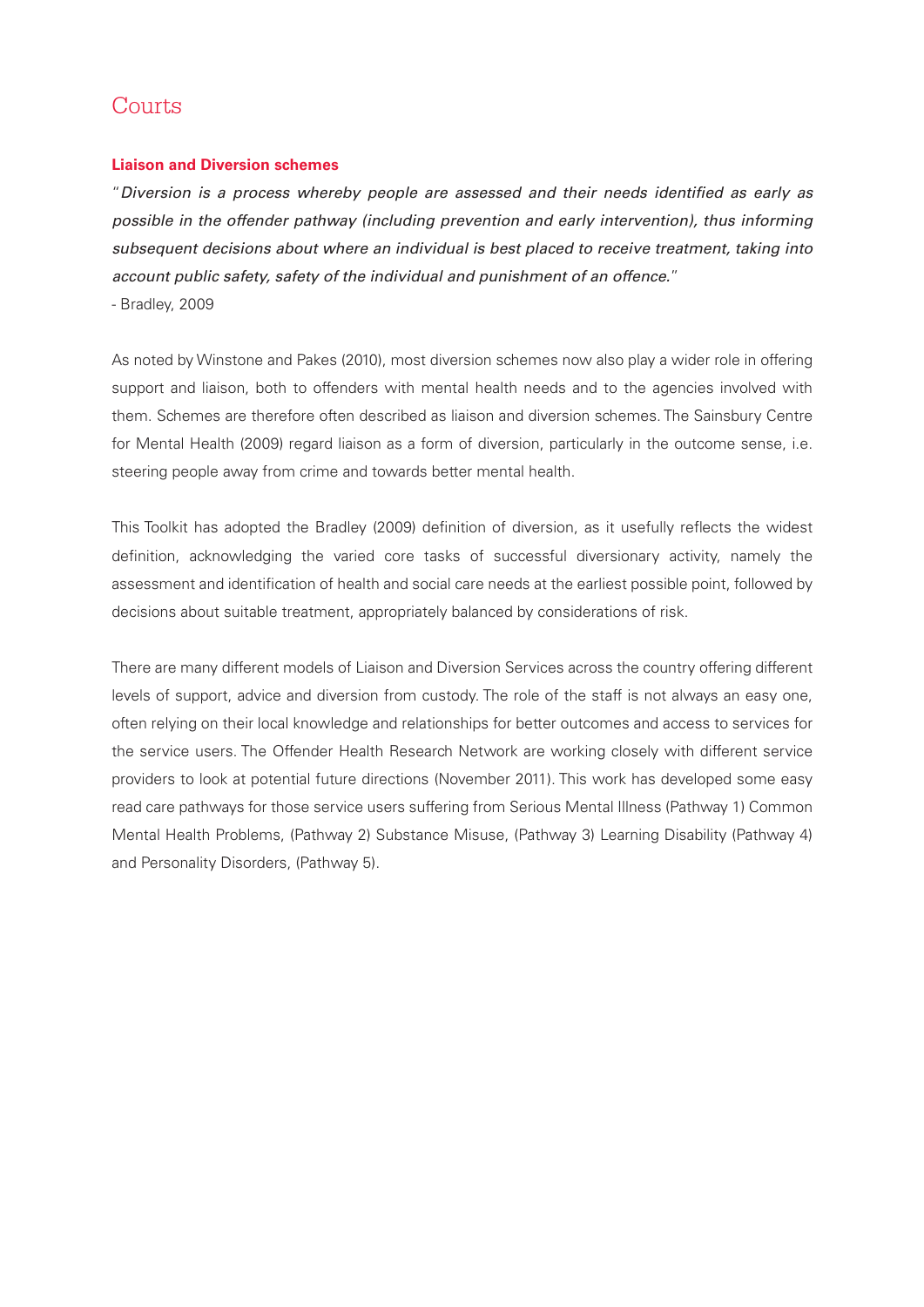# Courts

## Liaison and Diversion schemes

"*Diversion is a process whereby people are assessed and their needs identified as early as possible in the offender pathway (including prevention and early intervention), thus informing subsequent decisions about where an individual is best placed to receive treatment, taking into account public safety, safety of the individual and punishment of an offence.*"

- Bradley, 2009

As noted by Winstone and Pakes (2010), most diversion schemes now also play a wider role in offering support and liaison, both to offenders with mental health needs and to the agencies involved with them. Schemes are therefore often described as liaison and diversion schemes. The Sainsbury Centre for Mental Health (2009) regard liaison as a form of diversion, particularly in the outcome sense, i.e. steering people away from crime and towards better mental health.

This Toolkit has adopted the Bradley (2009) definition of diversion, as it usefully reflects the widest definition, acknowledging the varied core tasks of successful diversionary activity, namely the assessment and identification of health and social care needs at the earliest possible point, followed by decisions about suitable treatment, appropriately balanced by considerations of risk.

There are many different models of Liaison and Diversion Services across the country offering different levels of support, advice and diversion from custody. The role of the staff is not always an easy one, often relying on their local knowledge and relationships for better outcomes and access to services for the service users. The Offender Health Research Network are working closely with different service providers to look at potential future directions (November 2011). This work has developed some easy read care pathways for those service users suffering from Serious Mental Illness (Pathway 1) Common Mental Health Problems, (Pathway 2) Substance Misuse, (Pathway 3) Learning Disability (Pathway 4) and Personality Disorders, (Pathway 5).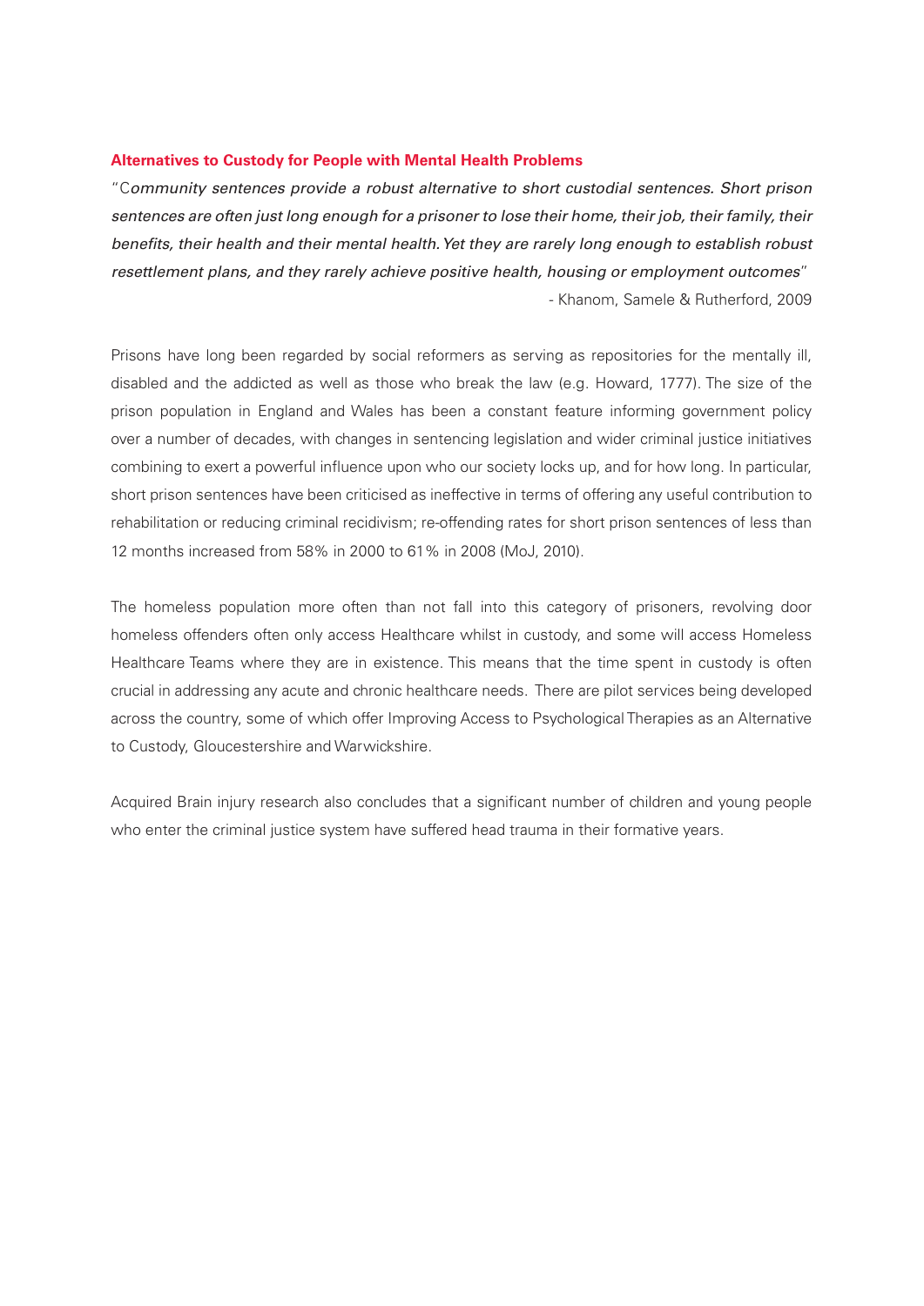## Alternatives to Custody for People with Mental Health Problems

*"Community sentences provide a robust alternative to short custodial sentences. Short prison sentences are often just long enough for a prisoner to lose their home, their job, their family, their benefits, their health and their mental health. Yet they are rarely long enough to establish robust resettlement plans, and they rarely achieve positive health, housing or employment outcomes"*

- Khanom, Samele & Rutherford, 2009

Prisons have long been regarded by social reformers as serving as repositories for the mentally ill, disabled and the addicted as well as those who break the law (e.g. Howard, 1777). The size of the prison population in England and Wales has been a constant feature informing government policy over a number of decades, with changes in sentencing legislation and wider criminal justice initiatives combining to exert a powerful influence upon who our society locks up, and for how long. In particular, short prison sentences have been criticised as ineffective in terms of offering any useful contribution to rehabilitation or reducing criminal recidivism; re-offending rates for short prison sentences of less than 12 months increased from 58% in 2000 to 61% in 2008 (MoJ, 2010).

The homeless population more often than not fall into this category of prisoners, revolving door homeless offenders often only access Healthcare whilst in custody, and some will access Homeless Healthcare Teams where they are in existence. This means that the time spent in custody is often crucial in addressing any acute and chronic healthcare needs. There are pilot services being developed across the country, some of which offer Improving Access to Psychological Therapies as an Alternative to Custody, Gloucestershire and Warwickshire.

Acquired Brain injury research also concludes that a significant number of children and young people who enter the criminal justice system have suffered head trauma in their formative years.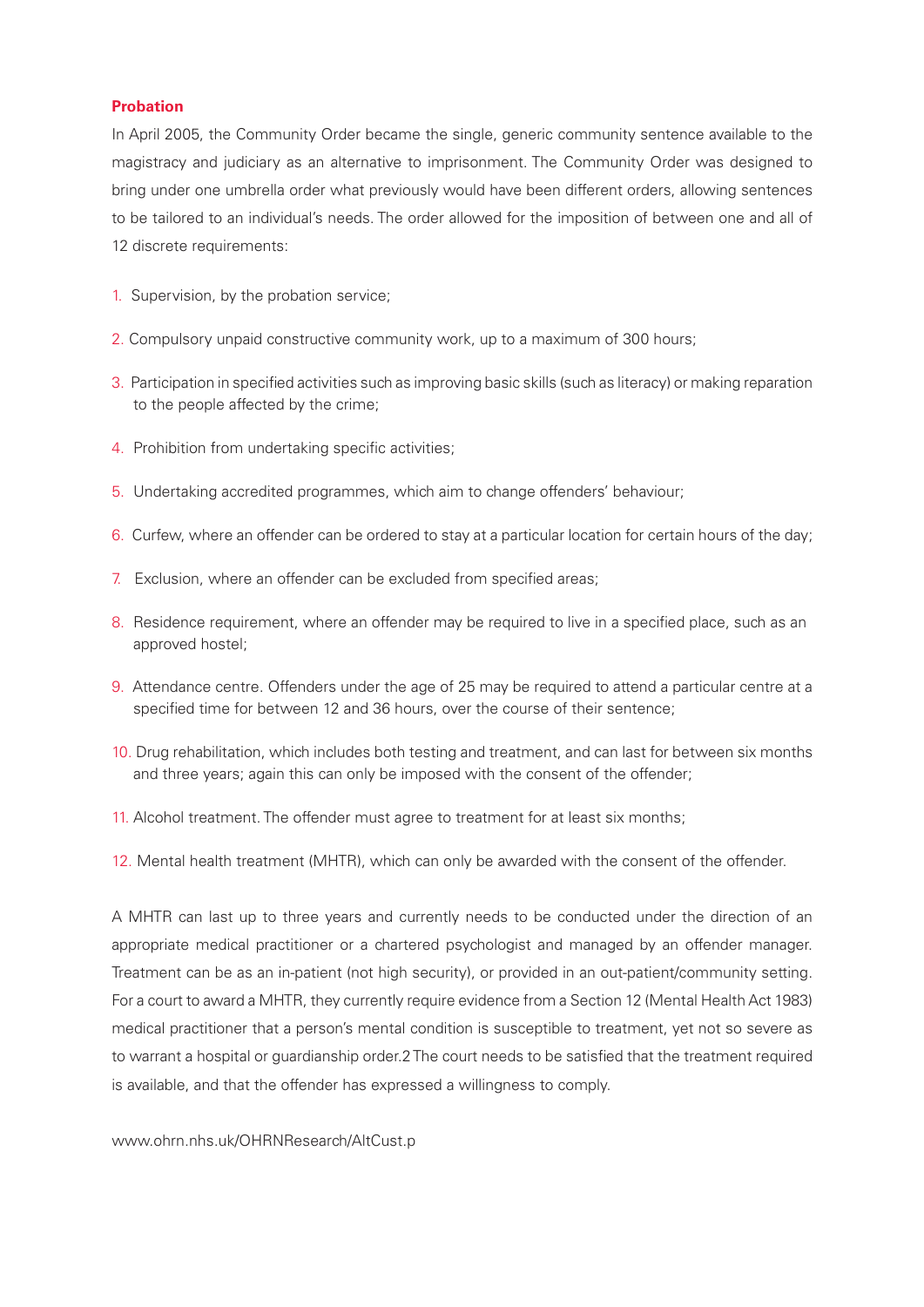## Probation

In April 2005, the Community Order became the single, generic community sentence available to the magistracy and judiciary as an alternative to imprisonment. The Community Order was designed to bring under one umbrella order what previously would have been different orders, allowing sentences to be tailored to an individual's needs. The order allowed for the imposition of between one and all of 12 discrete requirements:

1. Supervision, by the probation service;
2. Compulsory unpaid constructive community work, up to a maximum of 300 hours;
3. Participation in specified activities such as improving basic skills (such as literacy) or making reparation to the people affected by the crime;
4. Prohibition from undertaking specific activities;
5. Undertaking accredited programmes, which aim to change offenders' behaviour;
6. Curfew, where an offender can be ordered to stay at a particular location for certain hours of the day;
7. Exclusion, where an offender can be excluded from specified areas;
8. Residence requirement, where an offender may be required to live in a specified place, such as an approved hostel;
9. Attendance centre. Offenders under the age of 25 may be required to attend a particular centre at a specified time for between 12 and 36 hours, over the course of their sentence;
10. Drug rehabilitation, which includes both testing and treatment, and can last for between six months and three years; again this can only be imposed with the consent of the offender;
11. Alcohol treatment. The offender must agree to treatment for at least six months;
12. Mental health treatment (MHTR), which can only be awarded with the consent of the offender.

A MHTR can last up to three years and currently needs to be conducted under the direction of an appropriate medical practitioner or a chartered psychologist and managed by an offender manager. Treatment can be as an in-patient (not high security), or provided in an out-patient/community setting. For a court to award a MHTR, they currently require evidence from a Section 12 (Mental Health Act 1983) medical practitioner that a person's mental condition is susceptible to treatment, yet not so severe as to warrant a hospital or guardianship order.[2] The court needs to be satisfied that the treatment required is available, and that the offender has expressed a willingness to comply.

www.ohrn.nhs.uk/OHRNResearch/AltCust.p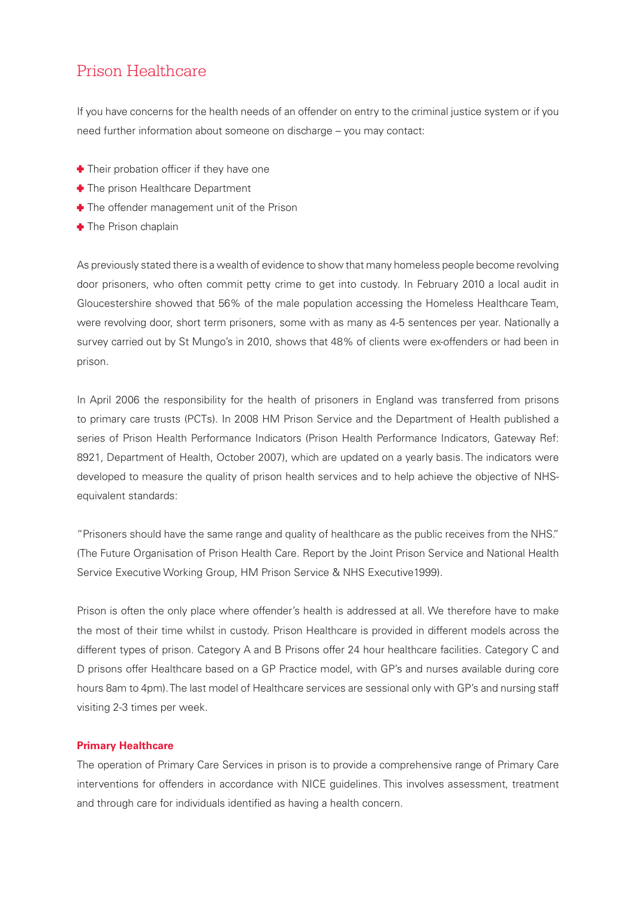# Prison Healthcare

If you have concerns for the health needs of an offender on entry to the criminal justice system or if you need further information about someone on discharge – you may contact:

- Their probation officer if they have one
- The prison Healthcare Department
- The offender management unit of the Prison
- The Prison chaplain

As previously stated there is a wealth of evidence to show that many homeless people become revolving door prisoners, who often commit petty crime to get into custody. In February 2010 a local audit in Gloucestershire showed that 56% of the male population accessing the Homeless Healthcare Team, were revolving door, short term prisoners, some with as many as 4-5 sentences per year. Nationally a survey carried out by St Mungo's in 2010, shows that 48% of clients were ex-offenders or had been in prison.

In April 2006 the responsibility for the health of prisoners in England was transferred from prisons to primary care trusts (PCTs). In 2008 HM Prison Service and the Department of Health published a series of Prison Health Performance Indicators (Prison Health Performance Indicators, Gateway Ref: 8921, Department of Health, October 2007), which are updated on a yearly basis. The indicators were developed to measure the quality of prison health services and to help achieve the objective of NHS-equivalent standards:

"Prisoners should have the same range and quality of healthcare as the public receives from the NHS." (The Future Organisation of Prison Health Care. Report by the Joint Prison Service and National Health Service Executive Working Group, HM Prison Service & NHS Executive1999).

Prison is often the only place where offender's health is addressed at all. We therefore have to make the most of their time whilst in custody. Prison Healthcare is provided in different models across the different types of prison. Category A and B Prisons offer 24 hour healthcare facilities. Category C and D prisons offer Healthcare based on a GP Practice model, with GP's and nurses available during core hours 8am to 4pm). The last model of Healthcare services are sessional only with GP's and nursing staff visiting 2-3 times per week.

**Primary Healthcare**

The operation of Primary Care Services in prison is to provide a comprehensive range of Primary Care interventions for offenders in accordance with NICE guidelines. This involves assessment, treatment and through care for individuals identified as having a health concern.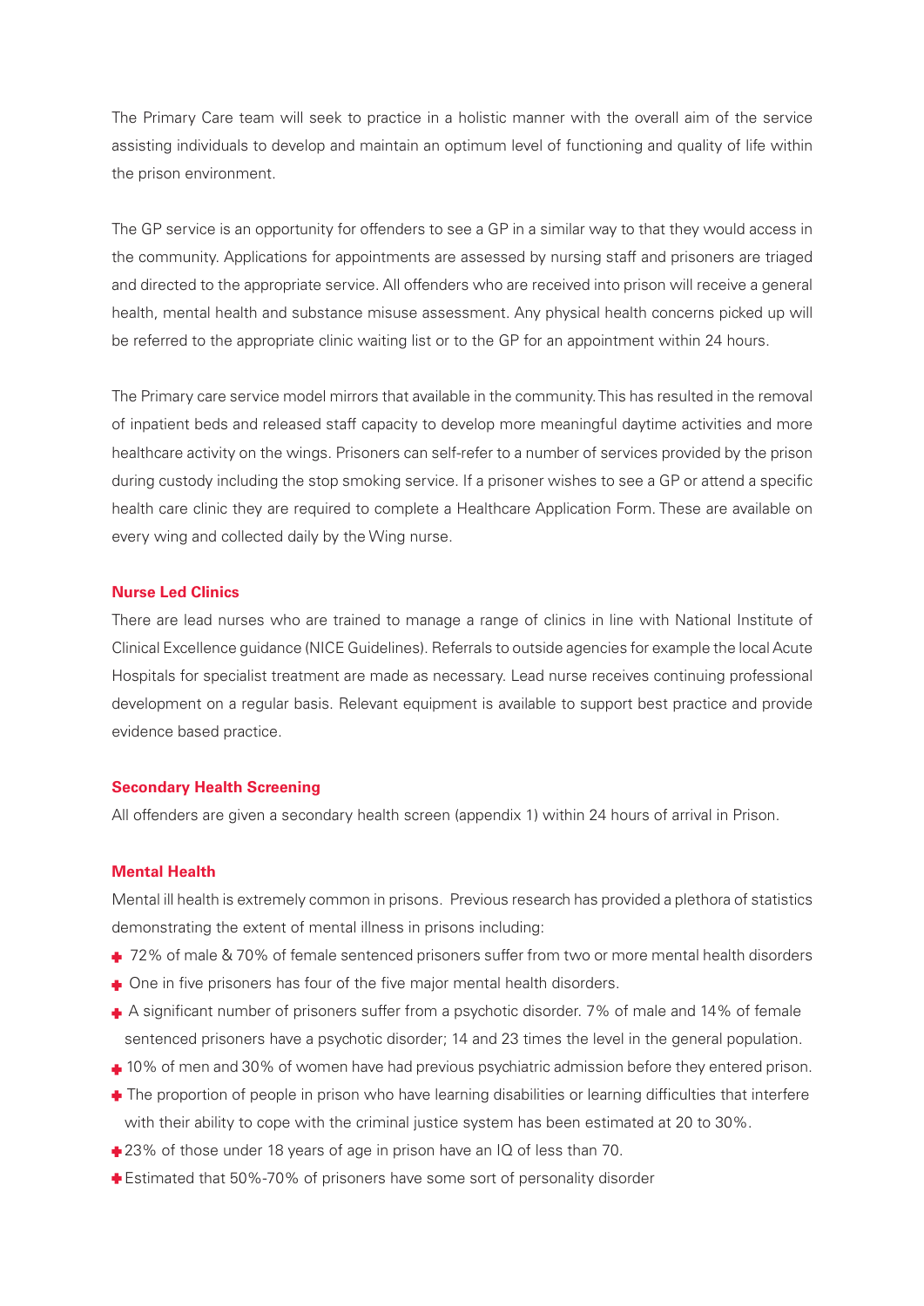The Primary Care team will seek to practice in a holistic manner with the overall aim of the service assisting individuals to develop and maintain an optimum level of functioning and quality of life within the prison environment.

The GP service is an opportunity for offenders to see a GP in a similar way to that they would access in the community. Applications for appointments are assessed by nursing staff and prisoners are triaged and directed to the appropriate service. All offenders who are received into prison will receive a general health, mental health and substance misuse assessment. Any physical health concerns picked up will be referred to the appropriate clinic waiting list or to the GP for an appointment within 24 hours.

The Primary care service model mirrors that available in the community. This has resulted in the removal of inpatient beds and released staff capacity to develop more meaningful daytime activities and more healthcare activity on the wings. Prisoners can self-refer to a number of services provided by the prison during custody including the stop smoking service. If a prisoner wishes to see a GP or attend a specific health care clinic they are required to complete a Healthcare Application Form. These are available on every wing and collected daily by the Wing nurse.

### Nurse Led Clinics

There are lead nurses who are trained to manage a range of clinics in line with National Institute of Clinical Excellence guidance (NICE Guidelines). Referrals to outside agencies for example the local Acute Hospitals for specialist treatment are made as necessary. Lead nurse receives continuing professional development on a regular basis. Relevant equipment is available to support best practice and provide evidence based practice.

### Secondary Health Screening

All offenders are given a secondary health screen (appendix 1) within 24 hours of arrival in Prison.

### Mental Health

Mental ill health is extremely common in prisons. Previous research has provided a plethora of statistics demonstrating the extent of mental illness in prisons including:

- 72% of male & 70% of female sentenced prisoners suffer from two or more mental health disorders
- One in five prisoners has four of the five major mental health disorders.
- A significant number of prisoners suffer from a psychotic disorder. 7% of male and 14% of female sentenced prisoners have a psychotic disorder; 14 and 23 times the level in the general population.
- 10% of men and 30% of women have had previous psychiatric admission before they entered prison.
- The proportion of people in prison who have learning disabilities or learning difficulties that interfere with their ability to cope with the criminal justice system has been estimated at 20 to 30%.
- 23% of those under 18 years of age in prison have an IQ of less than 70.
- Estimated that 50%-70% of prisoners have some sort of personality disorder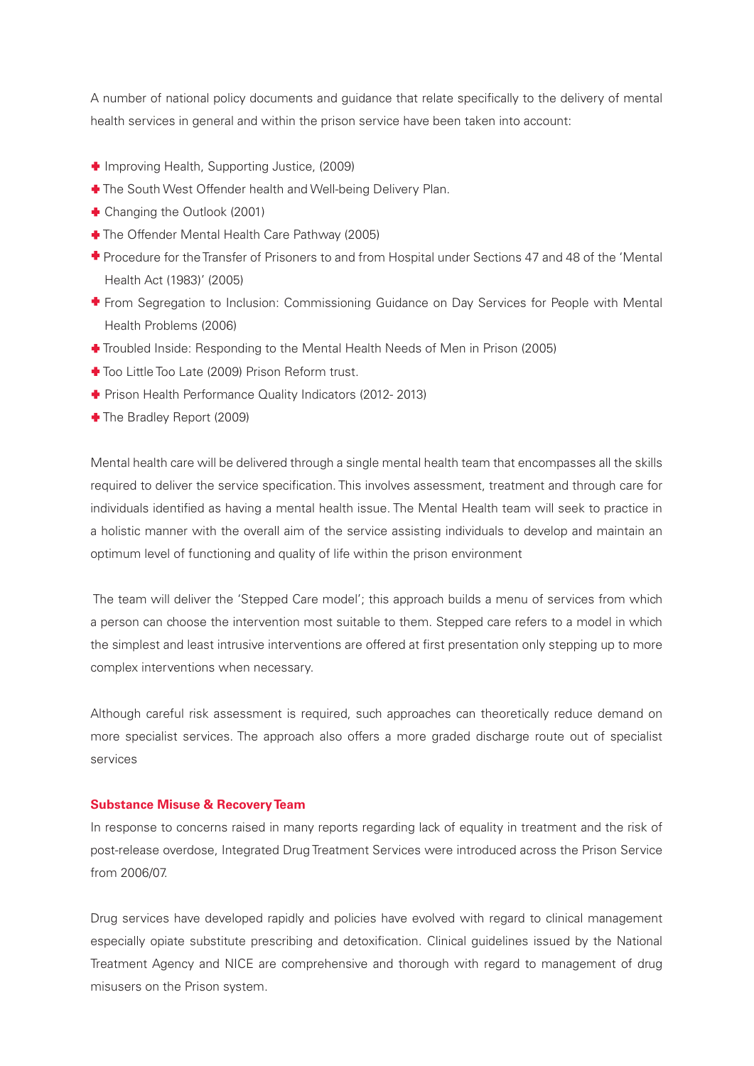A number of national policy documents and guidance that relate specifically to the delivery of mental health services in general and within the prison service have been taken into account:

- Improving Health, Supporting Justice, (2009)
- The South West Offender health and Well-being Delivery Plan.
- Changing the Outlook (2001)
- The Offender Mental Health Care Pathway (2005)
- Procedure for the Transfer of Prisoners to and from Hospital under Sections 47 and 48 of the 'Mental Health Act (1983)' (2005)
- From Segregation to Inclusion: Commissioning Guidance on Day Services for People with Mental Health Problems (2006)
- Troubled Inside: Responding to the Mental Health Needs of Men in Prison (2005)
- Too Little Too Late (2009) Prison Reform trust.
- Prison Health Performance Quality Indicators (2012- 2013)
- The Bradley Report (2009)

Mental health care will be delivered through a single mental health team that encompasses all the skills required to deliver the service specification. This involves assessment, treatment and through care for individuals identified as having a mental health issue. The Mental Health team will seek to practice in a holistic manner with the overall aim of the service assisting individuals to develop and maintain an optimum level of functioning and quality of life within the prison environment

The team will deliver the 'Stepped Care model'; this approach builds a menu of services from which a person can choose the intervention most suitable to them. Stepped care refers to a model in which the simplest and least intrusive interventions are offered at first presentation only stepping up to more complex interventions when necessary.

Although careful risk assessment is required, such approaches can theoretically reduce demand on more specialist services. The approach also offers a more graded discharge route out of specialist services

**Substance Misuse & Recovery Team**

In response to concerns raised in many reports regarding lack of equality in treatment and the risk of post-release overdose, Integrated Drug Treatment Services were introduced across the Prison Service from 2006/07.

Drug services have developed rapidly and policies have evolved with regard to clinical management especially opiate substitute prescribing and detoxification. Clinical guidelines issued by the National Treatment Agency and NICE are comprehensive and thorough with regard to management of drug misusers on the Prison system.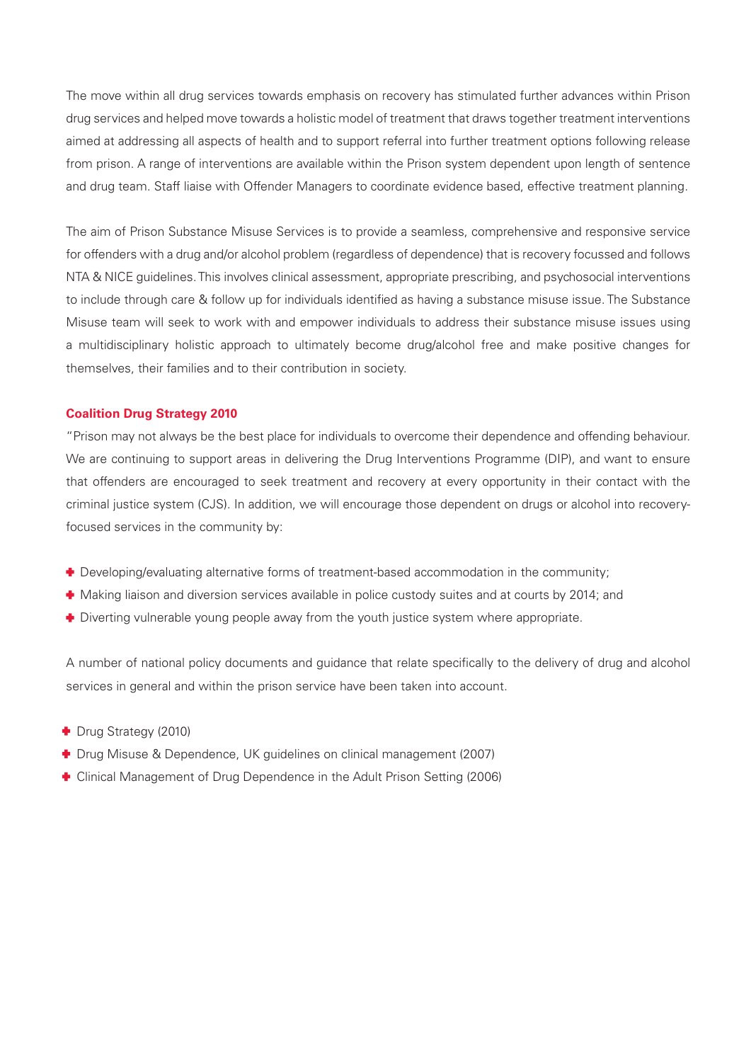The move within all drug services towards emphasis on recovery has stimulated further advances within Prison drug services and helped move towards a holistic model of treatment that draws together treatment interventions aimed at addressing all aspects of health and to support referral into further treatment options following release from prison. A range of interventions are available within the Prison system dependent upon length of sentence and drug team. Staff liaise with Offender Managers to coordinate evidence based, effective treatment planning.

The aim of Prison Substance Misuse Services is to provide a seamless, comprehensive and responsive service for offenders with a drug and/or alcohol problem (regardless of dependence) that is recovery focussed and follows NTA & NICE guidelines. This involves clinical assessment, appropriate prescribing, and psychosocial interventions to include through care & follow up for individuals identified as having a substance misuse issue. The Substance Misuse team will seek to work with and empower individuals to address their substance misuse issues using a multidisciplinary holistic approach to ultimately become drug/alcohol free and make positive changes for themselves, their families and to their contribution in society.

**Coalition Drug Strategy 2010**

"Prison may not always be the best place for individuals to overcome their dependence and offending behaviour. We are continuing to support areas in delivering the Drug Interventions Programme (DIP), and want to ensure that offenders are encouraged to seek treatment and recovery at every opportunity in their contact with the criminal justice system (CJS). In addition, we will encourage those dependent on drugs or alcohol into recovery-focused services in the community by:

- Developing/evaluating alternative forms of treatment-based accommodation in the community;
- Making liaison and diversion services available in police custody suites and at courts by 2014; and
- Diverting vulnerable young people away from the youth justice system where appropriate.

A number of national policy documents and guidance that relate specifically to the delivery of drug and alcohol services in general and within the prison service have been taken into account.

- Drug Strategy (2010)
- Drug Misuse & Dependence, UK guidelines on clinical management (2007)
- Clinical Management of Drug Dependence in the Adult Prison Setting (2006)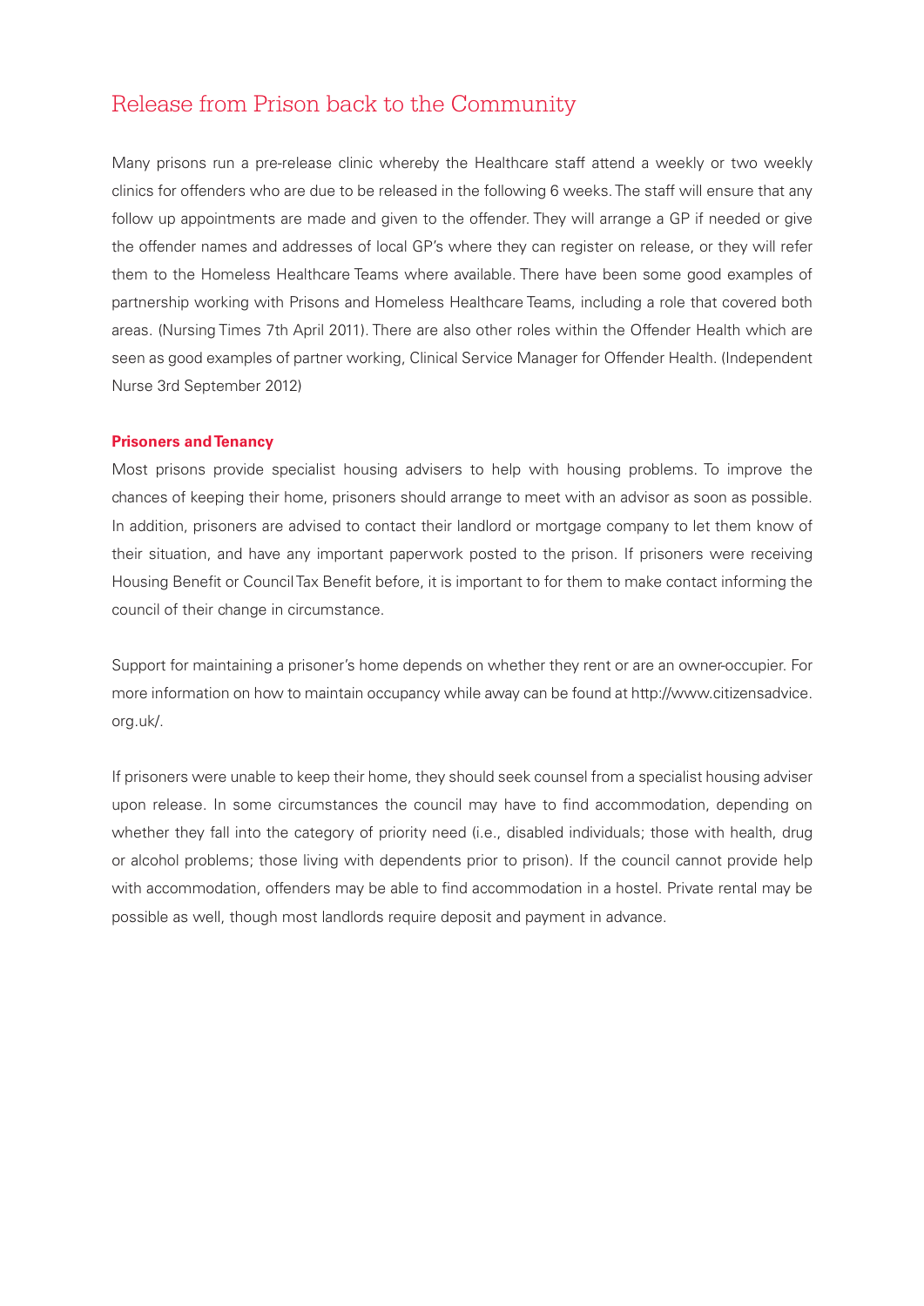## Release from Prison back to the Community

Many prisons run a pre-release clinic whereby the Healthcare staff attend a weekly or two weekly clinics for offenders who are due to be released in the following 6 weeks. The staff will ensure that any follow up appointments are made and given to the offender. They will arrange a GP if needed or give the offender names and addresses of local GP's where they can register on release, or they will refer them to the Homeless Healthcare Teams where available. There have been some good examples of partnership working with Prisons and Homeless Healthcare Teams, including a role that covered both areas. (Nursing Times 7th April 2011). There are also other roles within the Offender Health which are seen as good examples of partner working, Clinical Service Manager for Offender Health. (Independent Nurse 3rd September 2012)

### Prisoners and Tenancy

Most prisons provide specialist housing advisers to help with housing problems. To improve the chances of keeping their home, prisoners should arrange to meet with an advisor as soon as possible. In addition, prisoners are advised to contact their landlord or mortgage company to let them know of their situation, and have any important paperwork posted to the prison. If prisoners were receiving Housing Benefit or Council Tax Benefit before, it is important to for them to make contact informing the council of their change in circumstance.

Support for maintaining a prisoner's home depends on whether they rent or are an owner-occupier. For more information on how to maintain occupancy while away can be found at http://www.citizensadvice.org.uk/.

If prisoners were unable to keep their home, they should seek counsel from a specialist housing adviser upon release. In some circumstances the council may have to find accommodation, depending on whether they fall into the category of priority need (i.e., disabled individuals; those with health, drug or alcohol problems; those living with dependents prior to prison). If the council cannot provide help with accommodation, offenders may be able to find accommodation in a hostel. Private rental may be possible as well, though most landlords require deposit and payment in advance.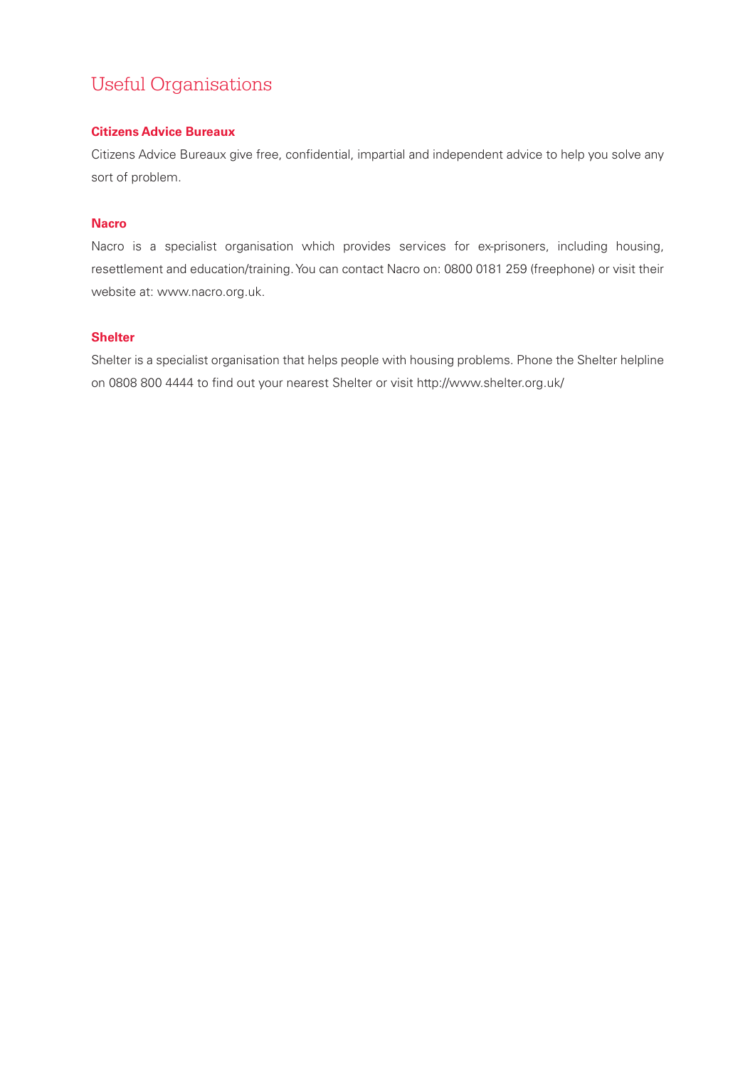# Useful Organisations

### Citizens Advice Bureaux

Citizens Advice Bureaux give free, confidential, impartial and independent advice to help you solve any sort of problem.

### Nacro

Nacro is a specialist organisation which provides services for ex-prisoners, including housing, resettlement and education/training. You can contact Nacro on: 0800 0181 259 (freephone) or visit their website at: www.nacro.org.uk.

### Shelter

Shelter is a specialist organisation that helps people with housing problems. Phone the Shelter helpline on 0808 800 4444 to find out your nearest Shelter or visit http://www.shelter.org.uk/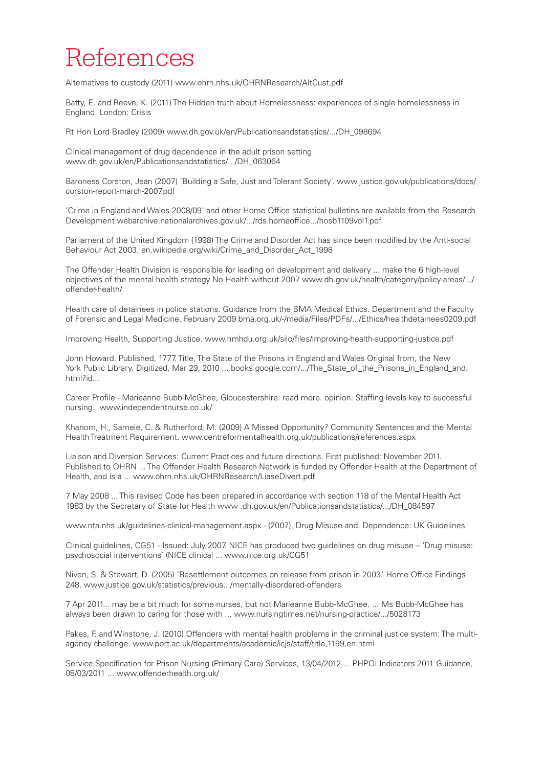# References

Alternatives to custody (2011) www.ohrn.nhs.uk/OHRNResearch/AltCust.pdf

Batty, E. and Reeve, K. (2011) The Hidden truth about Homelessness: experiences of single homelessness in England. London: Crisis

Rt Hon Lord Bradley (2009) www.dh.gov.uk/en/Publicationsandstatistics/.../DH_098694

Clinical management of drug dependence in the adult prison setting www.dh.gov.uk/en/Publicationsandstatistics/.../DH_063064

Baroness Corston, Jean (2007) 'Building a Safe, Just and Tolerant Society'. www.justice.gov.uk/publications/docs/corston-report-march-2007.pdf

'Crime in England and Wales 2008/09' and other Home Office statistical bulletins are available from the Research Development webarchive.nationalarchives.gov.uk/.../rds.homeoffice.../hosb1109vol1.pdf

Parliament of the United Kingdom (1998) The Crime and Disorder Act has since been modified by the Anti-social Behaviour Act 2003. en.wikipedia.org/wiki/Crime_and_Disorder_Act_1998

The Offender Health Division is responsible for leading on development and delivery ... make the 6 high-level objectives of the mental health strategy No Health without 2007 www.dh.gov.uk/health/category/policy-areas/.../offender-health/

Health care of detainees in police stations. Guidance from the BMA Medical Ethics. Department and the Faculty of Forensic and Legal Medicine. February 2009 bma.org.uk/-/media/Files/PDFs/.../Ethics/healthdetainees0209.pdf

Improving Health, Supporting Justice. www.nmhdu.org.uk/silo/files/improving-health-supporting-justice.pdf

John Howard. Published, 1777. Title, The State of the Prisons in England and Wales Original from, the New York Public Library. Digitized, Mar 29, 2010 ... books.google.com/.../The_State_of_the_Prisons_in_England_and.html?id...

Career Profile - Marieanne Bubb-McGhee, Gloucestershire. read more. opinion. Staffing levels key to successful nursing. www.independentnurse.co.uk/

Khanom, H., Samele, C. & Rutherford, M. (2009) A Missed Opportunity? Community Sentences and the Mental Health Treatment Requirement. www.centreformentalhealth.org.uk/publications/references.aspx

Liaison and Diversion Services: Current Practices and future directions. First published: November 2011. Published to OHRN ... The Offender Health Research Network is funded by Offender Health at the Department of Health, and is a ... www.ohrn.nhs.uk/OHRNResearch/LiaseDivert.pdf

7 May 2008 ... This revised Code has been prepared in accordance with section 118 of the Mental Health Act 1983 by the Secretary of State for Health www .dh.gov.uk/en/Publicationsandstatistics/.../DH_084597

www.nta.nhs.uk/guidelines-clinical-management.aspx - (2007). Drug Misuse and. Dependence: UK Guidelines

Clinical guidelines, CG51 - Issued: July 2007. NICE has produced two guidelines on drug misuse – 'Drug misuse: psychosocial interventions' (NICE clinical ... www.nice.org.uk/CG51

Niven, S. & Stewart, D. (2005) 'Resettlement outcomes on release from prison in 2003.' Home Office Findings 248. www.justice.gov.uk/statistics/previous.../mentally-disordered-offenders

7 Apr 2011... may be a bit much for some nurses, but not Marieanne Bubb-McGhee. ... Ms Bubb-McGhee has always been drawn to caring for those with ... www.nursingtimes.net/nursing-practice/.../5028173

Pakes, F. and Winstone, J. (2010) Offenders with mental health problems in the criminal justice system: The multi-agency challenge. www.port.ac.uk/departments/academic/icjs/staff/title,1199,en.html

Service Specification for Prison Nursing (Primary Care) Services, 13/04/2012 ... PHPQI Indicators 2011 Guidance, 08/03/2011 ... www.offenderhealth.org.uk/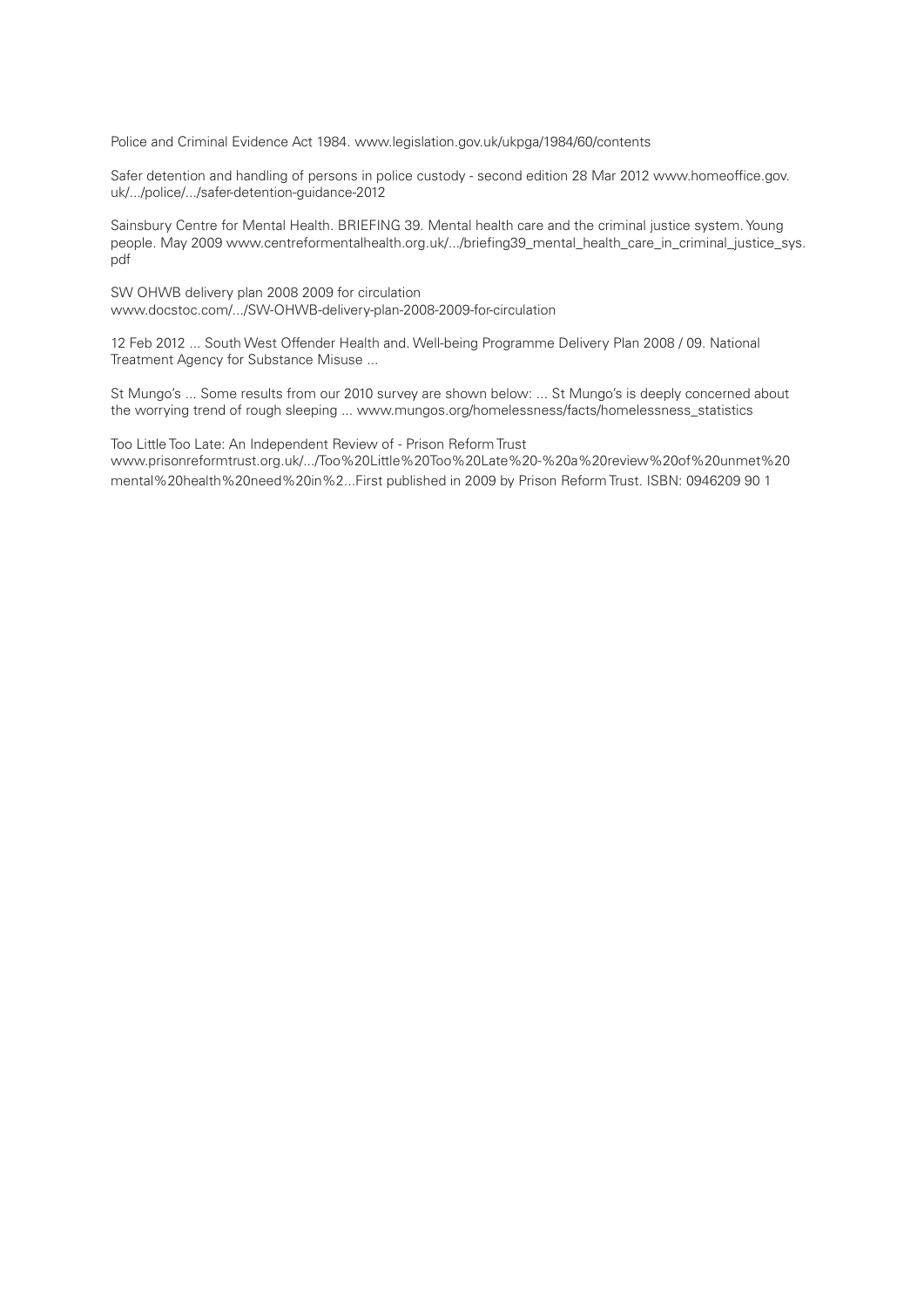Police and Criminal Evidence Act 1984. www.legislation.gov.uk/ukpga/1984/60/contents

Safer detention and handling of persons in police custody - second edition 28 Mar 2012 www.homeoffice.gov.uk/.../police/.../safer-detention-guidance-2012

Sainsbury Centre for Mental Health. BRIEFING 39. Mental health care and the criminal justice system. Young people. May 2009 www.centreformentalhealth.org.uk/.../briefing39_mental_health_care_in_criminal_justice_sys.pdf

SW OHWB delivery plan 2008 2009 for circulation
www.docstoc.com/.../SW-OHWB-delivery-plan-2008-2009-for-circulation

12 Feb 2012 ... South West Offender Health and. Well-being Programme Delivery Plan 2008 / 09. National Treatment Agency for Substance Misuse ...

St Mungo's ... Some results from our 2010 survey are shown below: ... St Mungo's is deeply concerned about the worrying trend of rough sleeping ... www.mungos.org/homelessness/facts/homelessness_statistics

Too Little Too Late: An Independent Review of - Prison Reform Trust
www.prisonreformtrust.org.uk/.../Too%20Little%20Too%20Late%20-%20a%20review%20of%20unmet%20mental%20health%20need%20in%2...First published in 2009 by Prison Reform Trust. ISBN: 0946209 90 1